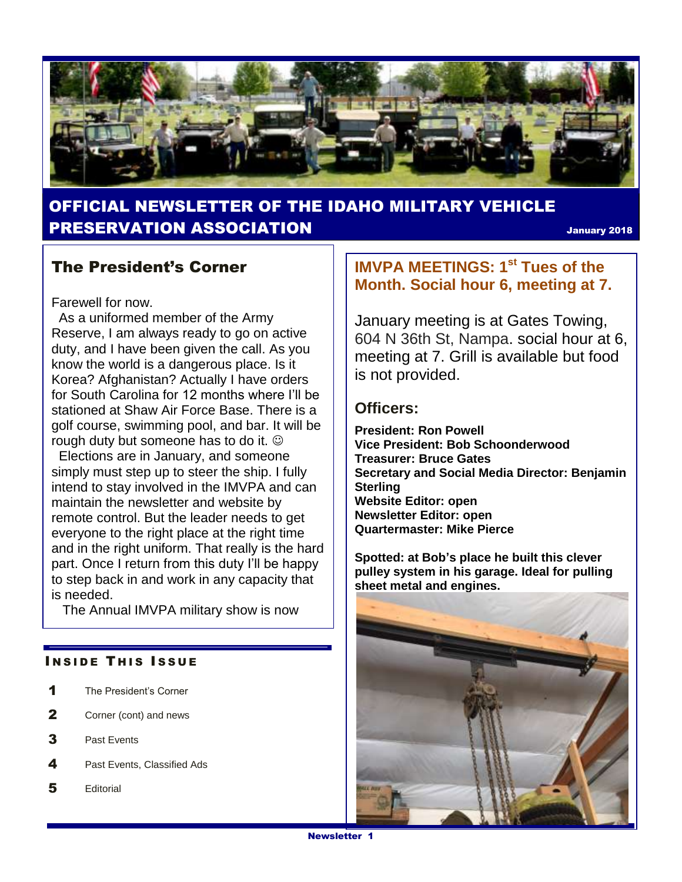# OFFICIAL NEWSLETTER OF THE IDAHO MILITARY VEHICLE PRESERVATION ASSOCIATION

January 2018

## The President's Corner

Farewell for now.

As a uniformed member of the Army Reserve, I am always ready to go on active duty, and I have been given the call. As you know the world is a dangerous place. Is it Korea? Afghanistan? Actually I have orders for South Carolina for 12 months where I'll be stationed at Shaw Air Force Base. There is a golf course, swimming pool, and bar. It will be rough duty but someone has to do it. ☺

Elections are in January, and someone simply must step up to steer the ship. I fully intend to stay involved in the IMVPA and can maintain the newsletter and website by remote control. But the leader needs to get everyone to the right place at the right time and in the right uniform. That really is the hard part. Once I return from this duty I'll be happy to step back in and work in any capacity that is needed.

The Annual IMVPA military show is now

### INSIDE THIS ISSUE

| | |
|---|---|
| 1 | The President's Corner |
| 2 | Corner (cont) and news |
| 3 | Past Events |
| 4 | Past Events, Classified Ads |
| 5 | Editorial |

## IMVPA MEETINGS: 1st Tues of the Month. Social hour 6, meeting at 7.

January meeting is at Gates Towing, 604 N 36th St, Nampa. social hour at 6, meeting at 7. Grill is available but food is not provided.

### Officers:

**President: Ron Powell**
**Vice President: Bob Schoonderwood**
**Treasurer: Bruce Gates**
**Secretary and Social Media Director: Benjamin Sterling**
**Website Editor: open**
**Newsletter Editor: open**
**Quartermaster: Mike Pierce**

**Spotted: at Bob's place he built this clever pulley system in his garage. Ideal for pulling sheet metal and engines.**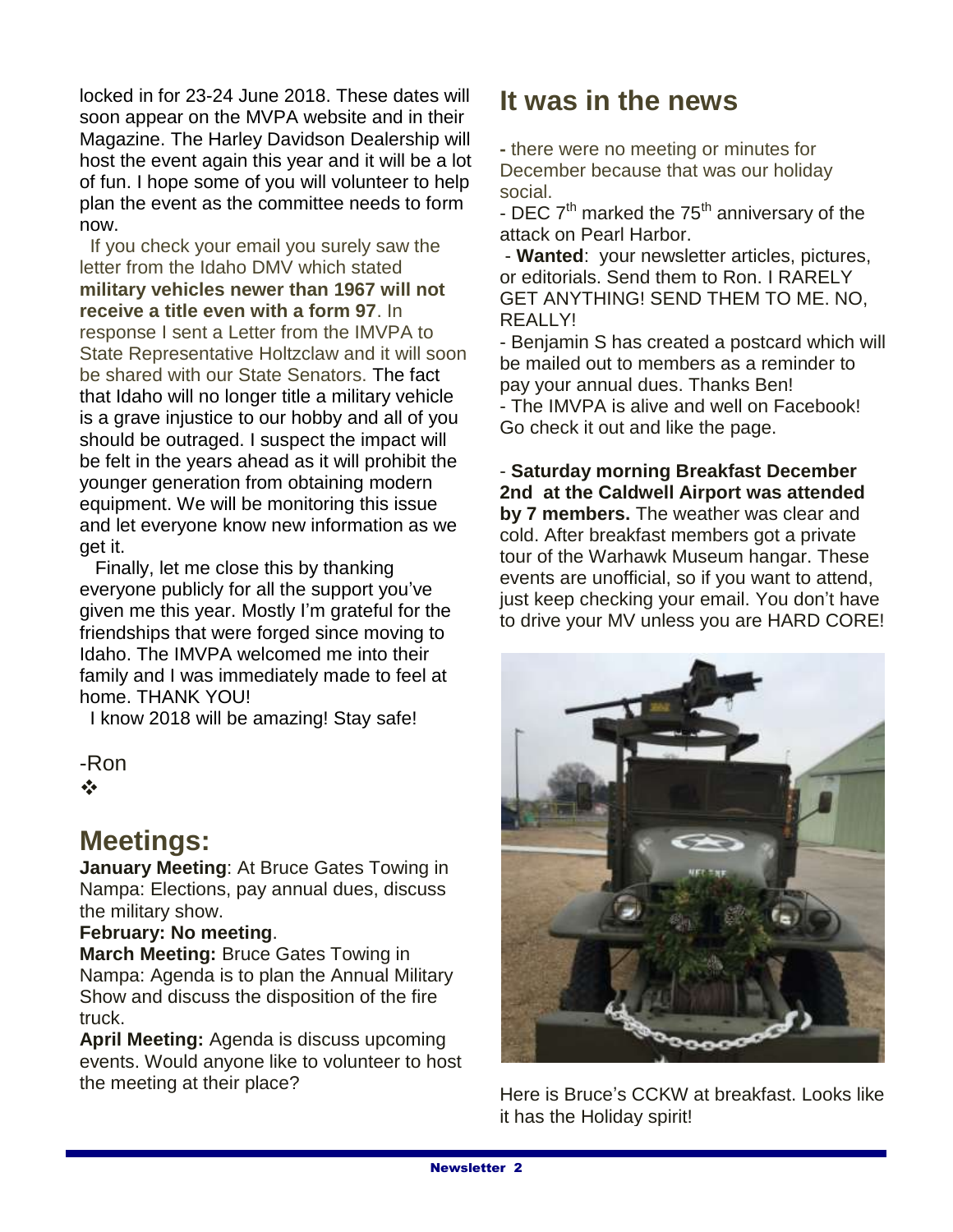locked in for 23-24 June 2018. These dates will soon appear on the MVPA website and in their Magazine. The Harley Davidson Dealership will host the event again this year and it will be a lot of fun. I hope some of you will volunteer to help plan the event as the committee needs to form now.

If you check your email you surely saw the letter from the Idaho DMV which stated **military vehicles newer than 1967 will not receive a title even with a form 97**. In response I sent a Letter from the IMVPA to State Representative Holtzclaw and it will soon be shared with our State Senators. The fact that Idaho will no longer title a military vehicle is a grave injustice to our hobby and all of you should be outraged. I suspect the impact will be felt in the years ahead as it will prohibit the younger generation from obtaining modern equipment. We will be monitoring this issue and let everyone know new information as we get it.

Finally, let me close this by thanking everyone publicly for all the support you've given me this year. Mostly I'm grateful for the friendships that were forged since moving to Idaho. The IMVPA welcomed me into their family and I was immediately made to feel at home. THANK YOU!

I know 2018 will be amazing! Stay safe!

-Ron

❖

## Meetings:

**January Meeting**: At Bruce Gates Towing in Nampa: Elections, pay annual dues, discuss the military show.

**February: No meeting**.

**March Meeting:** Bruce Gates Towing in Nampa: Agenda is to plan the Annual Military Show and discuss the disposition of the fire truck.

**April Meeting:** Agenda is discuss upcoming events. Would anyone like to volunteer to host the meeting at their place?

## It was in the news

- there were no meeting or minutes for December because that was our holiday social.

- DEC 7th marked the 75th anniversary of the attack on Pearl Harbor.

- **Wanted**: your newsletter articles, pictures, or editorials. Send them to Ron. I RARELY GET ANYTHING! SEND THEM TO ME. NO, REALLY!

- Benjamin S has created a postcard which will be mailed out to members as a reminder to pay your annual dues. Thanks Ben!

- The IMVPA is alive and well on Facebook! Go check it out and like the page.

- **Saturday morning Breakfast December 2nd at the Caldwell Airport was attended by 7 members.** The weather was clear and cold. After breakfast members got a private tour of the Warhawk Museum hangar. These events are unofficial, so if you want to attend, just keep checking your email. You don't have to drive your MV unless you are HARD CORE!

Here is Bruce's CCKW at breakfast. Looks like it has the Holiday spirit!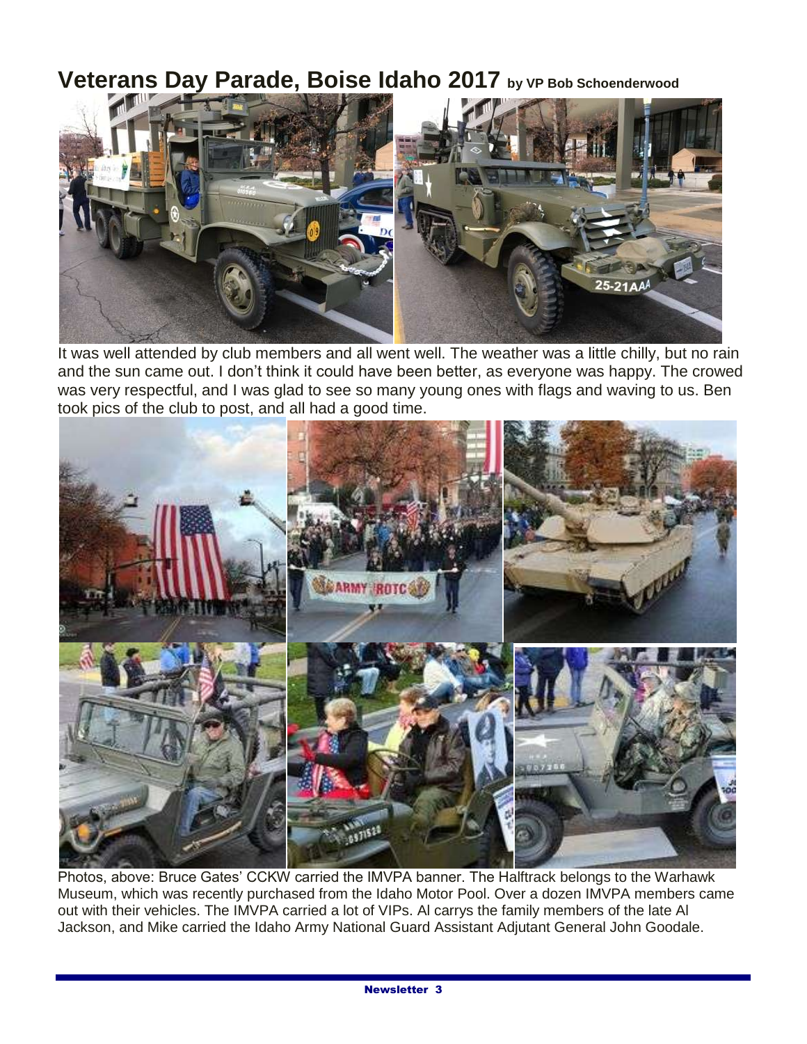# Veterans Day Parade, Boise Idaho 2017 by VP Bob Schoenderwood

It was well attended by club members and all went well. The weather was a little chilly, but no rain and the sun came out. I don't think it could have been better, as everyone was happy. The crowed was very respectful, and I was glad to see so many young ones with flags and waving to us. Ben took pics of the club to post, and all had a good time.

Photos, above: Bruce Gates' CCKW carried the IMVPA banner. The Halftrack belongs to the Warhawk Museum, which was recently purchased from the Idaho Motor Pool. Over a dozen IMVPA members came out with their vehicles. The IMVPA carried a lot of VIPs. Al carrys the family members of the late Al Jackson, and Mike carried the Idaho Army National Guard Assistant Adjutant General John Goodale.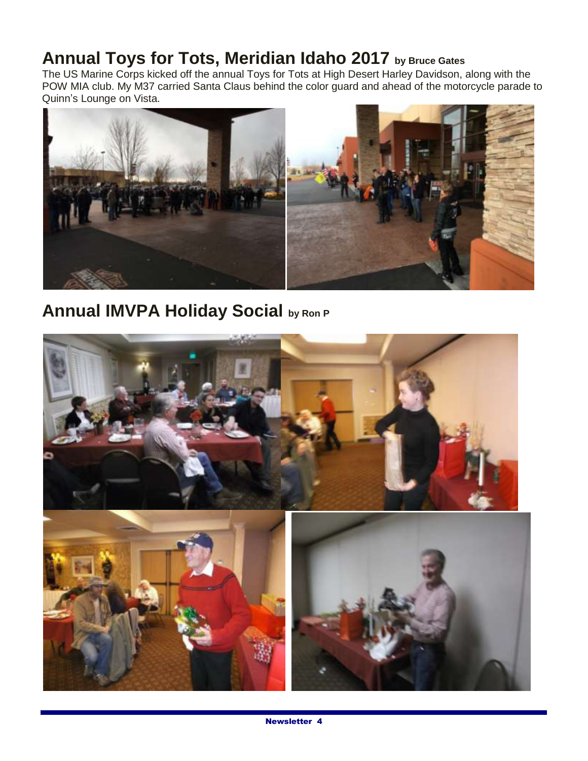## Annual Toys for Tots, Meridian Idaho 2017 by Bruce Gates

The US Marine Corps kicked off the annual Toys for Tots at High Desert Harley Davidson, along with the POW MIA club. My M37 carried Santa Claus behind the color guard and ahead of the motorcycle parade to Quinn's Lounge on Vista.

## Annual IMVPA Holiday Social by Ron P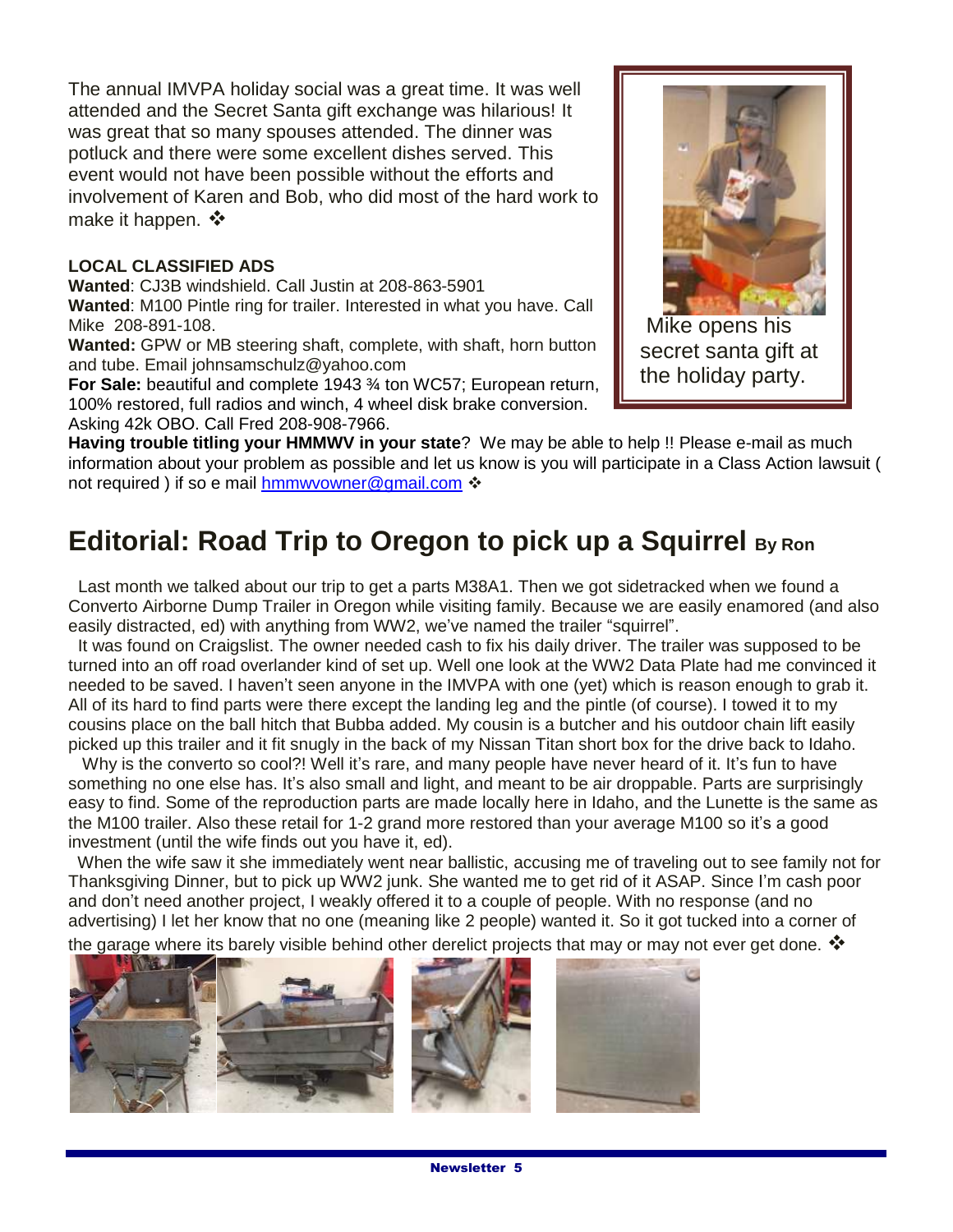The annual IMVPA holiday social was a great time. It was well attended and the Secret Santa gift exchange was hilarious! It was great that so many spouses attended. The dinner was potluck and there were some excellent dishes served. This event would not have been possible without the efforts and involvement of Karen and Bob, who did most of the hard work to make it happen. ❖

Mike opens his secret santa gift at the holiday party.

**LOCAL CLASSIFIED ADS**

**Wanted**: CJ3B windshield. Call Justin at 208-863-5901

**Wanted**: M100 Pintle ring for trailer. Interested in what you have. Call Mike 208-891-108.

**Wanted:** GPW or MB steering shaft, complete, with shaft, horn button and tube. Email johnsamschulz@yahoo.com

**For Sale:** beautiful and complete 1943 ¾ ton WC57; European return, 100% restored, full radios and winch, 4 wheel disk brake conversion. Asking 42k OBO. Call Fred 208-908-7966.

**Having trouble titling your HMMWV in your state**? We may be able to help !! Please e-mail as much information about your problem as possible and let us know is you will participate in a Class Action lawsuit ( not required ) if so e mail hmmwvowner@gmail.com ❖

## Editorial: Road Trip to Oregon to pick up a Squirrel By Ron

Last month we talked about our trip to get a parts M38A1. Then we got sidetracked when we found a Converto Airborne Dump Trailer in Oregon while visiting family. Because we are easily enamored (and also easily distracted, ed) with anything from WW2, we've named the trailer "squirrel".

It was found on Craigslist. The owner needed cash to fix his daily driver. The trailer was supposed to be turned into an off road overlander kind of set up. Well one look at the WW2 Data Plate had me convinced it needed to be saved. I haven't seen anyone in the IMVPA with one (yet) which is reason enough to grab it. All of its hard to find parts were there except the landing leg and the pintle (of course). I towed it to my cousins place on the ball hitch that Bubba added. My cousin is a butcher and his outdoor chain lift easily picked up this trailer and it fit snugly in the back of my Nissan Titan short box for the drive back to Idaho.

Why is the converto so cool?! Well it's rare, and many people have never heard of it. It's fun to have something no one else has. It's also small and light, and meant to be air droppable. Parts are surprisingly easy to find. Some of the reproduction parts are made locally here in Idaho, and the Lunette is the same as the M100 trailer. Also these retail for 1-2 grand more restored than your average M100 so it's a good investment (until the wife finds out you have it, ed).

When the wife saw it she immediately went near ballistic, accusing me of traveling out to see family not for Thanksgiving Dinner, but to pick up WW2 junk. She wanted me to get rid of it ASAP. Since I'm cash poor and don't need another project, I weakly offered it to a couple of people. With no response (and no advertising) I let her know that no one (meaning like 2 people) wanted it. So it got tucked into a corner of the garage where its barely visible behind other derelict projects that may or may not ever get done. ❖